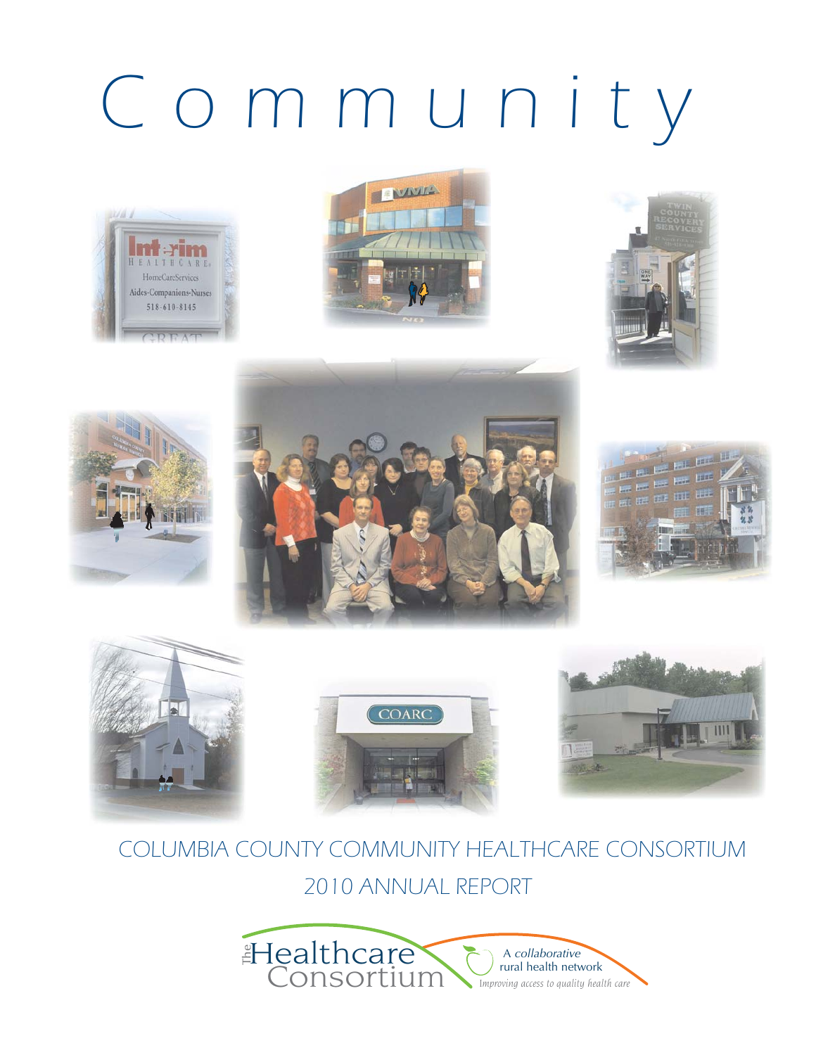# Community

COLUMBIA COUNTY COMMUNITY HEALTHCARE CONSORTIUM

2010 ANNUAL REPORT

The Healthcare Consortium

A collaborative rural health network

*Improving access to quality health care*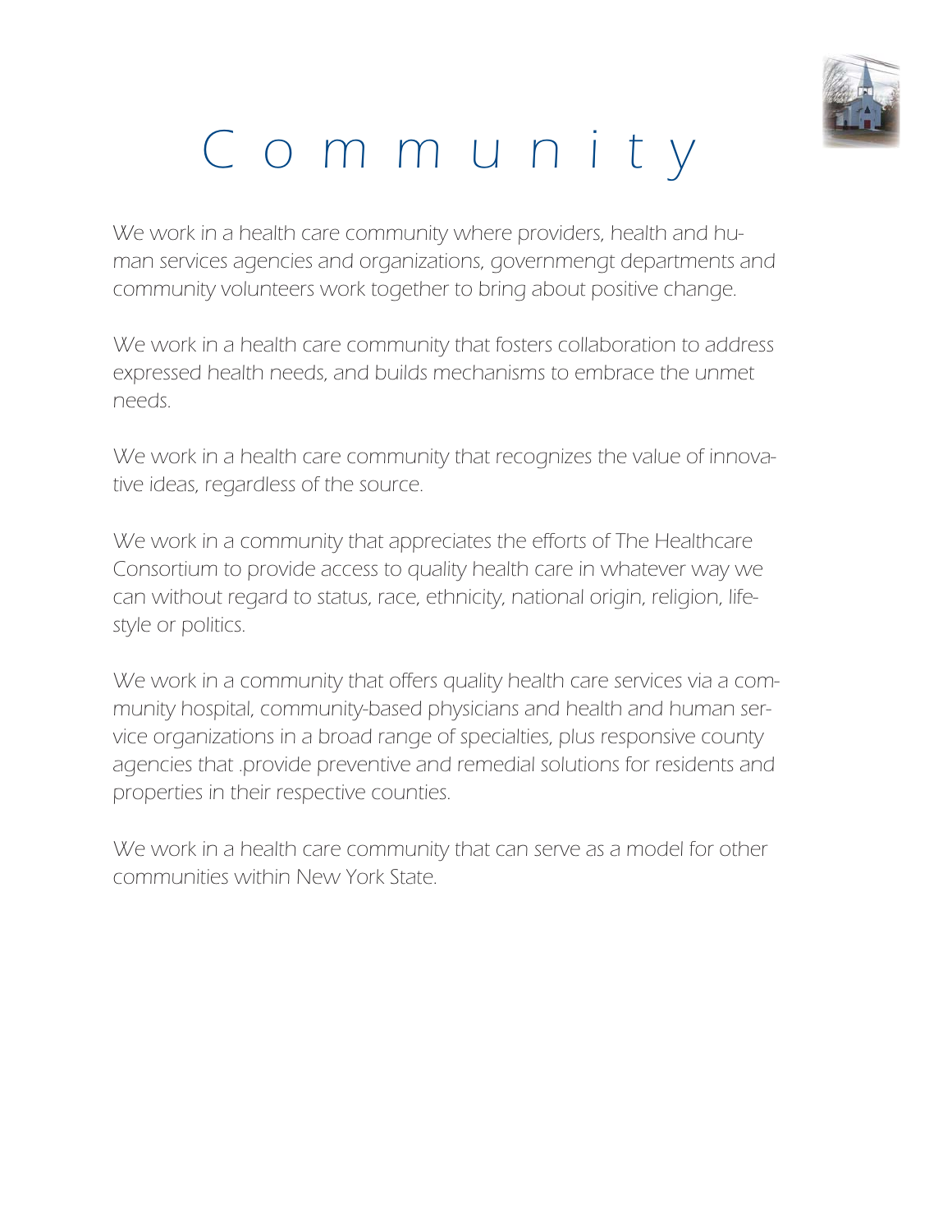# Community

We work in a health care community where providers, health and human services agencies and organizations, governmengt departments and community volunteers work together to bring about positive change.

We work in a health care community that fosters collaboration to address expressed health needs, and builds mechanisms to embrace the unmet needs.

We work in a health care community that recognizes the value of innovative ideas, regardless of the source.

We work in a community that appreciates the efforts of The Healthcare Consortium to provide access to quality health care in whatever way we can without regard to status, race, ethnicity, national origin, religion, lifestyle or politics.

We work in a community that offers quality health care services via a community hospital, community-based physicians and health and human service organizations in a broad range of specialties, plus responsive county agencies that .provide preventive and remedial solutions for residents and properties in their respective counties.

We work in a health care community that can serve as a model for other communities within New York State.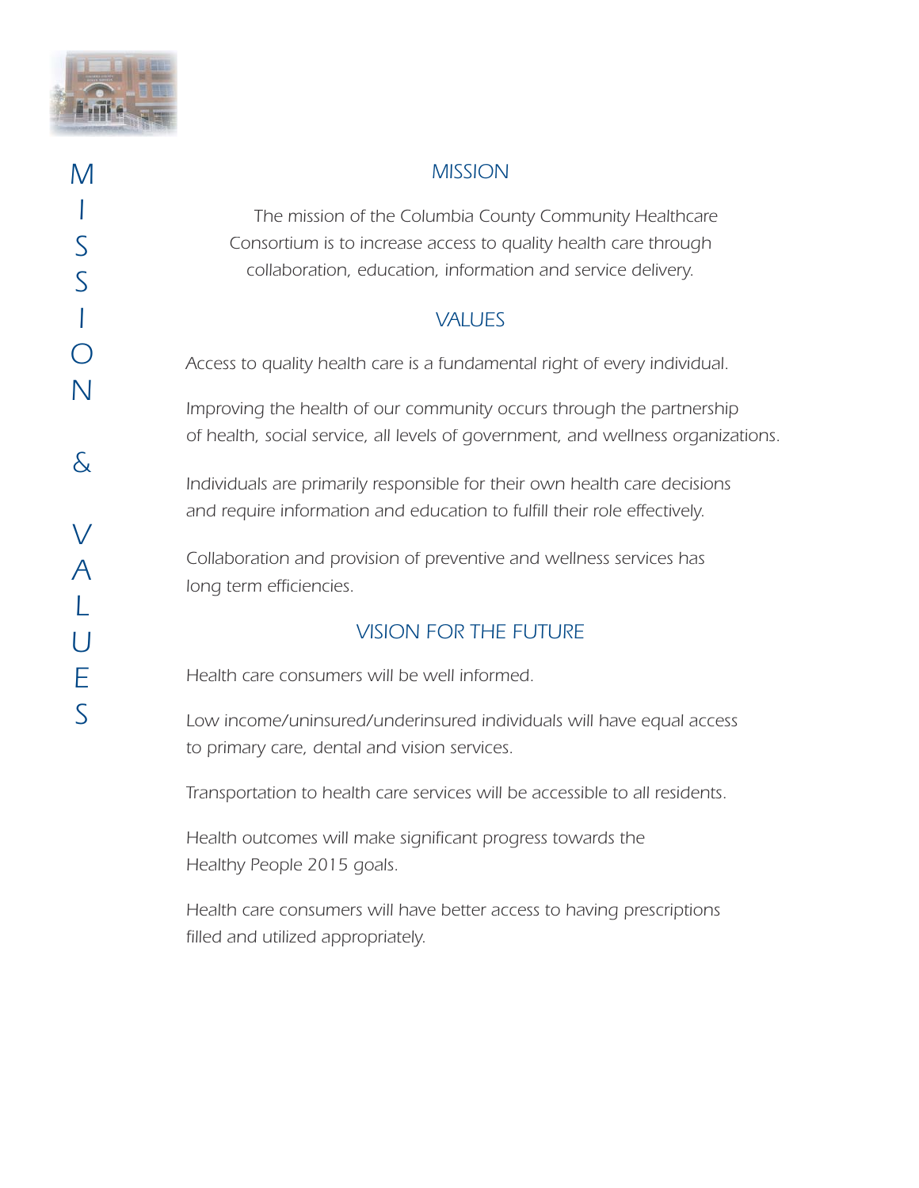# MISSION & VALUES

## MISSION

The mission of the Columbia County Community Healthcare Consortium is to increase access to quality health care through collaboration, education, information and service delivery.

## VALUES

Access to quality health care is a fundamental right of every individual.

Improving the health of our community occurs through the partnership of health, social service, all levels of government, and wellness organizations.

Individuals are primarily responsible for their own health care decisions and require information and education to fulfill their role effectively.

Collaboration and provision of preventive and wellness services has long term efficiencies.

## VISION FOR THE FUTURE

Health care consumers will be well informed.

Low income/uninsured/underinsured individuals will have equal access to primary care, dental and vision services.

Transportation to health care services will be accessible to all residents.

Health outcomes will make significant progress towards the Healthy People 2015 goals.

Health care consumers will have better access to having prescriptions filled and utilized appropriately.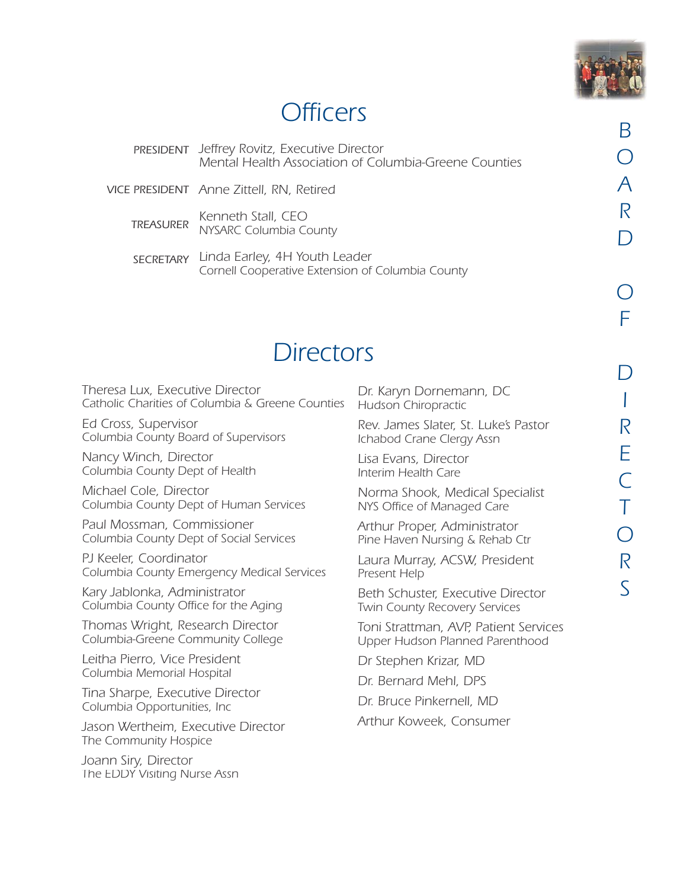# BOARD OF DIRECTORS

## Officers

| | |
|---|---|
| PRESIDENT | Jeffrey Rovitz, Executive Director<br>Mental Health Association of Columbia-Greene Counties |
| VICE PRESIDENT | Anne Zittell, RN, Retired |
| TREASURER | Kenneth Stall, CEO<br>NYSARC Columbia County |
| SECRETARY | Linda Earley, 4H Youth Leader<br>Cornell Cooperative Extension of Columbia County |

## Directors

Theresa Lux, Executive Director
Catholic Charities of Columbia & Greene Counties

Ed Cross, Supervisor
Columbia County Board of Supervisors

Nancy Winch, Director
Columbia County Dept of Health

Michael Cole, Director
Columbia County Dept of Human Services

Paul Mossman, Commissioner
Columbia County Dept of Social Services

PJ Keeler, Coordinator
Columbia County Emergency Medical Services

Kary Jablonka, Administrator
Columbia County Office for the Aging

Thomas Wright, Research Director
Columbia-Greene Community College

Leitha Pierro, Vice President
Columbia Memorial Hospital

Tina Sharpe, Executive Director
Columbia Opportunities, Inc

Jason Wertheim, Executive Director
The Community Hospice

Joann Siry, Director
The EDDY Visiting Nurse Assn

Dr. Karyn Dornemann, DC
Hudson Chiropractic

Rev. James Slater, St. Luke's Pastor
Ichabod Crane Clergy Assn

Lisa Evans, Director
Interim Health Care

Norma Shook, Medical Specialist
NYS Office of Managed Care

Arthur Proper, Administrator
Pine Haven Nursing & Rehab Ctr

Laura Murray, ACSW, President
Present Help

Beth Schuster, Executive Director
Twin County Recovery Services

Toni Strattman, AVP, Patient Services
Upper Hudson Planned Parenthood

Dr Stephen Krizar, MD

Dr. Bernard Mehl, DPS

Dr. Bruce Pinkernell, MD

Arthur Koweek, Consumer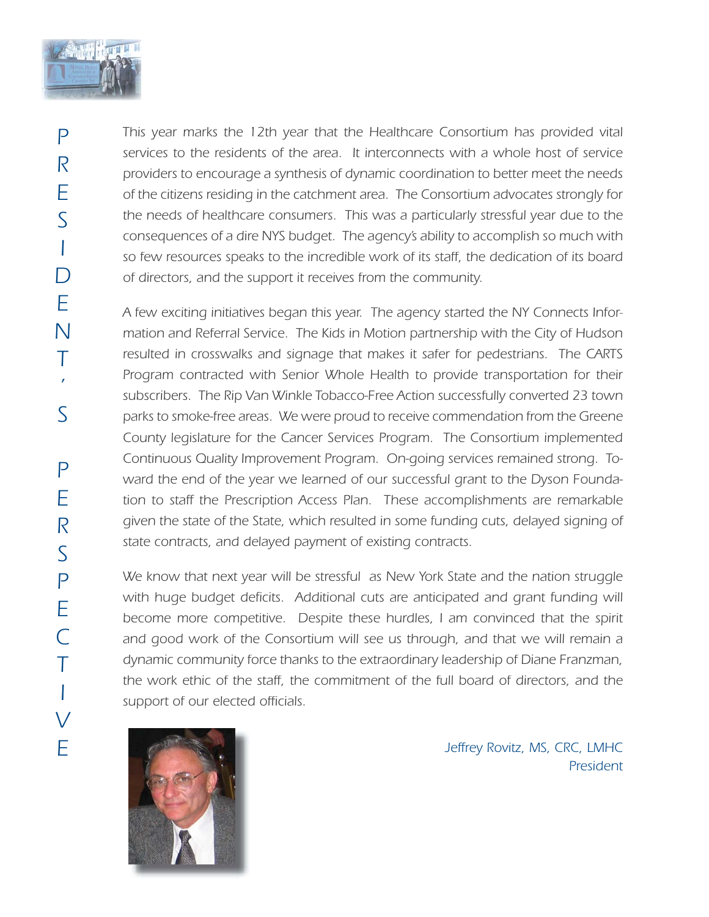# PRESIDENT'S PERSPECTIVE

*This year marks the 12th year that the Healthcare Consortium has provided vital services to the residents of the area. It interconnects with a whole host of service providers to encourage a synthesis of dynamic coordination to better meet the needs of the citizens residing in the catchment area. The Consortium advocates strongly for the needs of healthcare consumers. This was a particularly stressful year due to the consequences of a dire NYS budget. The agency's ability to accomplish so much with so few resources speaks to the incredible work of its staff, the dedication of its board of directors, and the support it receives from the community.*

*A few exciting initiatives began this year. The agency started the NY Connects Information and Referral Service. The Kids in Motion partnership with the City of Hudson resulted in crosswalks and signage that makes it safer for pedestrians. The CARTS Program contracted with Senior Whole Health to provide transportation for their subscribers. The Rip Van Winkle Tobacco-Free Action successfully converted 23 town parks to smoke-free areas. We were proud to receive commendation from the Greene County legislature for the Cancer Services Program. The Consortium implemented Continuous Quality Improvement Program. On-going services remained strong. Toward the end of the year we learned of our successful grant to the Dyson Foundation to staff the Prescription Access Plan. These accomplishments are remarkable given the state of the State, which resulted in some funding cuts, delayed signing of state contracts, and delayed payment of existing contracts.*

*We know that next year will be stressful as New York State and the nation struggle with huge budget deficits. Additional cuts are anticipated and grant funding will become more competitive. Despite these hurdles, I am convinced that the spirit and good work of the Consortium will see us through, and that we will remain a dynamic community force thanks to the extraordinary leadership of Diane Franzman, the work ethic of the staff, the commitment of the full board of directors, and the support of our elected officials.*

*Jeffrey Rovitz, MS, CRC, LMHC*
*President*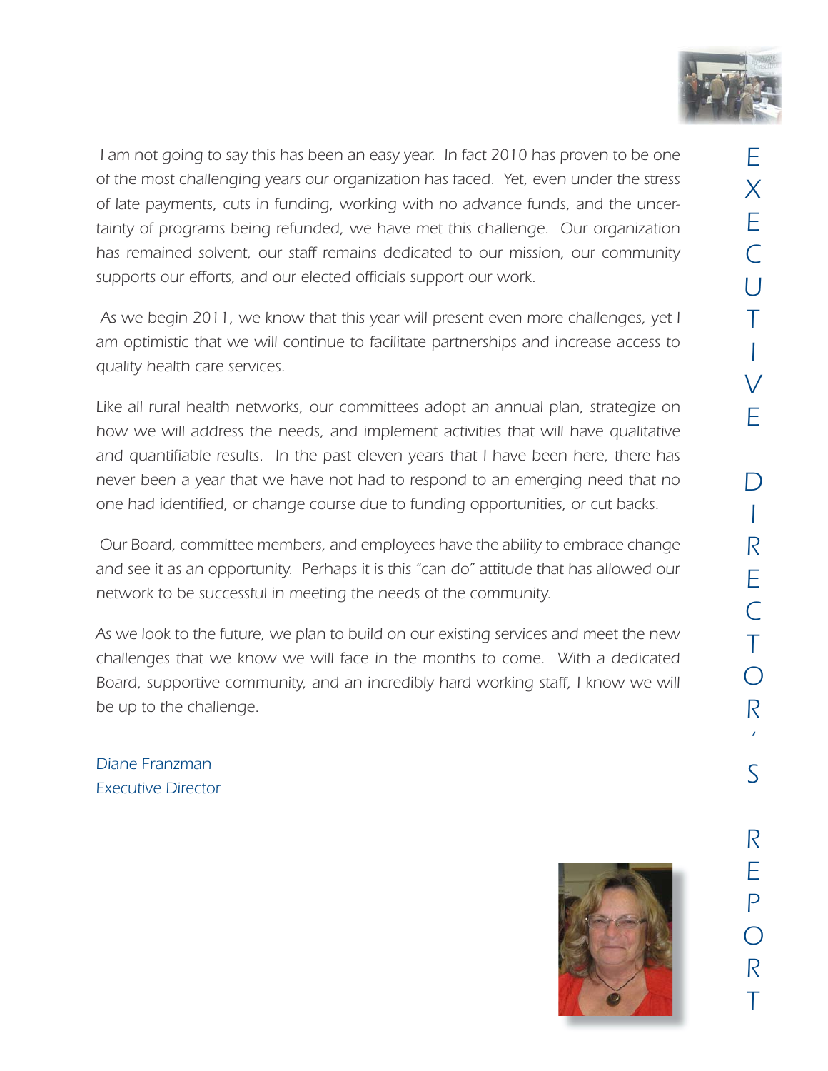# EXECUTIVE DIRECTOR'S REPORT

*I am not going to say this has been an easy year. In fact 2010 has proven to be one of the most challenging years our organization has faced. Yet, even under the stress of late payments, cuts in funding, working with no advance funds, and the uncertainty of programs being refunded, we have met this challenge. Our organization has remained solvent, our staff remains dedicated to our mission, our community supports our efforts, and our elected officials support our work.*

*As we begin 2011, we know that this year will present even more challenges, yet I am optimistic that we will continue to facilitate partnerships and increase access to quality health care services.*

*Like all rural health networks, our committees adopt an annual plan, strategize on how we will address the needs, and implement activities that will have qualitative and quantifiable results. In the past eleven years that I have been here, there has never been a year that we have not had to respond to an emerging need that no one had identified, or change course due to funding opportunities, or cut backs.*

*Our Board, committee members, and employees have the ability to embrace change and see it as an opportunity. Perhaps it is this "can do" attitude that has allowed our network to be successful in meeting the needs of the community.*

*As we look to the future, we plan to build on our existing services and meet the new challenges that we know we will face in the months to come. With a dedicated Board, supportive community, and an incredibly hard working staff, I know we will be up to the challenge.*

Diane Franzman
Executive Director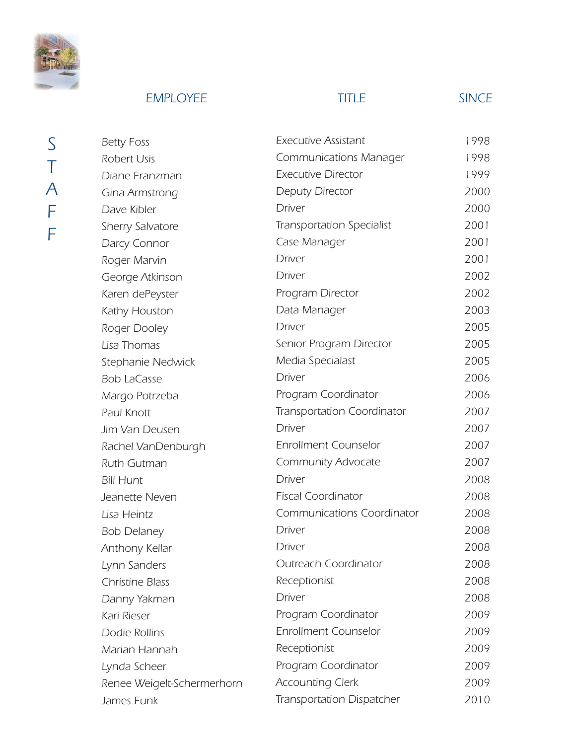# STAFF

| EMPLOYEE | TITLE | SINCE |
|---|---|---|
| Betty Foss | Executive Assistant | 1998 |
| Robert Usis | Communications Manager | 1998 |
| Diane Franzman | Executive Director | 1999 |
| Gina Armstrong | Deputy Director | 2000 |
| Dave Kibler | Driver | 2000 |
| Sherry Salvatore | Transportation Specialist | 2001 |
| Darcy Connor | Case Manager | 2001 |
| Roger Marvin | Driver | 2001 |
| George Atkinson | Driver | 2002 |
| Karen dePeyster | Program Director | 2002 |
| Kathy Houston | Data Manager | 2003 |
| Roger Dooley | Driver | 2005 |
| Lisa Thomas | Senior Program Director | 2005 |
| Stephanie Nedwick | Media Specialast | 2005 |
| Bob LaCasse | Driver | 2006 |
| Margo Potrzeba | Program Coordinator | 2006 |
| Paul Knott | Transportation Coordinator | 2007 |
| Jim Van Deusen | Driver | 2007 |
| Rachel VanDenburgh | Enrollment Counselor | 2007 |
| Ruth Gutman | Community Advocate | 2007 |
| Bill Hunt | Driver | 2008 |
| Jeanette Neven | Fiscal Coordinator | 2008 |
| Lisa Heintz | Communications Coordinator | 2008 |
| Bob Delaney | Driver | 2008 |
| Anthony Kellar | Driver | 2008 |
| Lynn Sanders | Outreach Coordinator | 2008 |
| Christine Blass | Receptionist | 2008 |
| Danny Yakman | Driver | 2008 |
| Kari Rieser | Program Coordinator | 2009 |
| Dodie Rollins | Enrollment Counselor | 2009 |
| Marian Hannah | Receptionist | 2009 |
| Lynda Scheer | Program Coordinator | 2009 |
| Renee Weigelt-Schermerhorn | Accounting Clerk | 2009 |
| James Funk | Transportation Dispatcher | 2010 |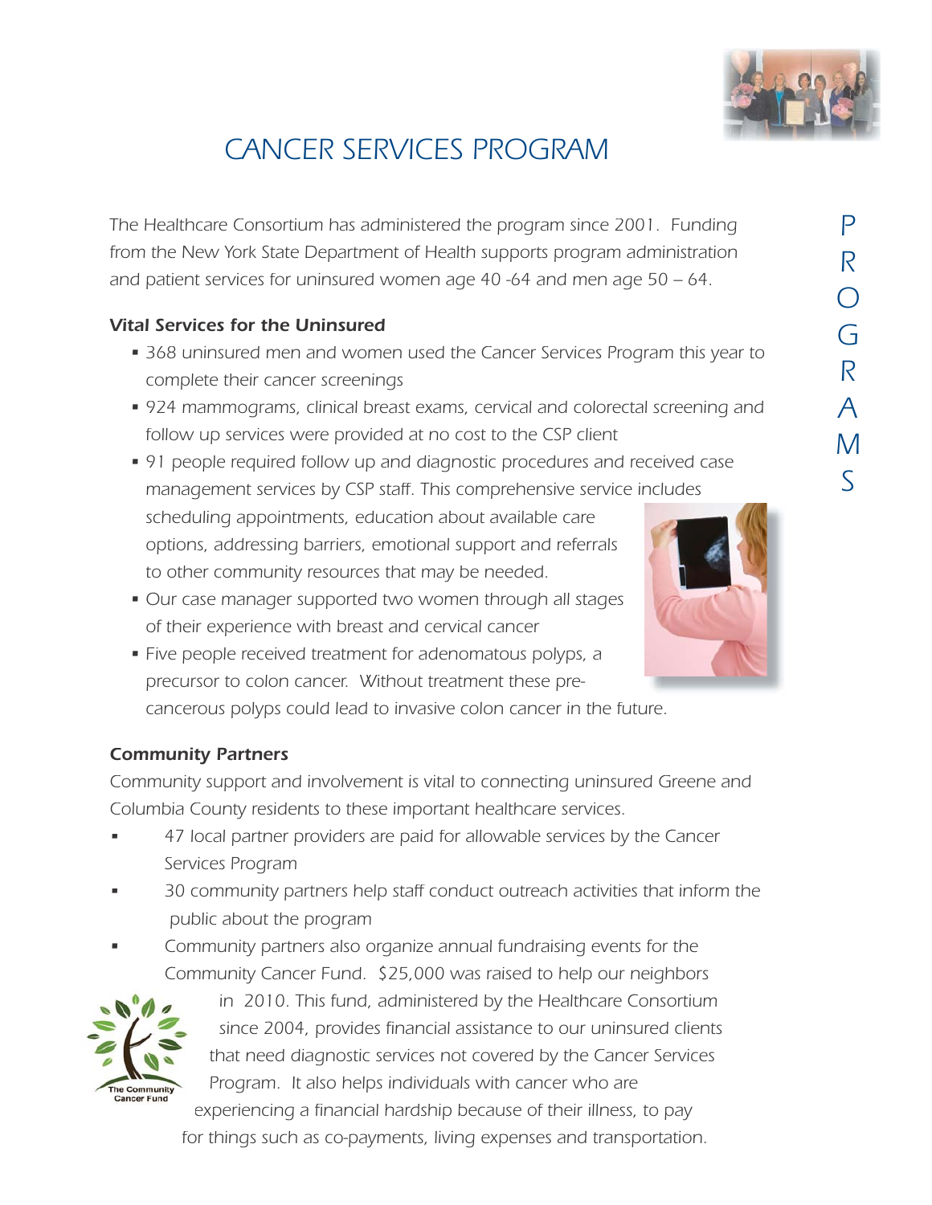# CANCER SERVICES PROGRAM

*The Healthcare Consortium has administered the program since 2001. Funding from the New York State Department of Health supports program administration and patient services for uninsured women age 40 -64 and men age 50 – 64.*

### *Vital Services for the Uninsured*

- *368 uninsured men and women used the Cancer Services Program this year to complete their cancer screenings*
- *924 mammograms, clinical breast exams, cervical and colorectal screening and follow up services were provided at no cost to the CSP client*
- *91 people required follow up and diagnostic procedures and received case management services by CSP staff. This comprehensive service includes scheduling appointments, education about available care options, addressing barriers, emotional support and referrals to other community resources that may be needed.*
- *Our case manager supported two women through all stages of their experience with breast and cervical cancer*
- *Five people received treatment for adenomatous polyps, a precursor to colon cancer. Without treatment these pre-cancerous polyps could lead to invasive colon cancer in the future.*

### *Community Partners*

*Community support and involvement is vital to connecting uninsured Greene and Columbia County residents to these important healthcare services.*

- *47 local partner providers are paid for allowable services by the Cancer Services Program*
- *30 community partners help staff conduct outreach activities that inform the public about the program*
- *Community partners also organize annual fundraising events for the Community Cancer Fund. $25,000 was raised to help our neighbors in 2010. This fund, administered by the Healthcare Consortium since 2004, provides financial assistance to our uninsured clients that need diagnostic services not covered by the Cancer Services Program. It also helps individuals with cancer who are experiencing a financial hardship because of their illness, to pay for things such as co-payments, living expenses and transportation.*

The Community Cancer Fund

PROGRAMS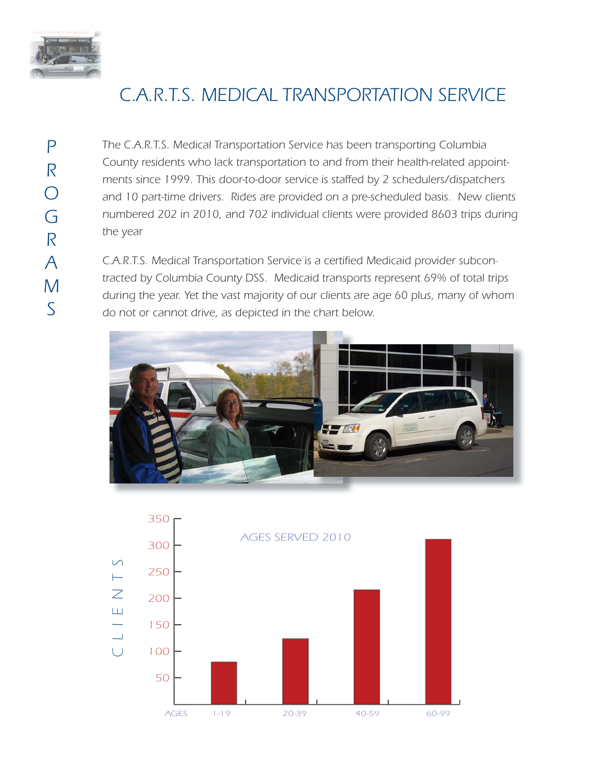# C.A.R.T.S. MEDICAL TRANSPORTATION SERVICE

PROGRAMS

*The C.A.R.T.S. Medical Transportation Service has been transporting Columbia County residents who lack transportation to and from their health-related appointments since 1999. This door-to-door service is staffed by 2 schedulers/dispatchers and 10 part-time drivers. Rides are provided on a pre-scheduled basis. New clients numbered 202 in 2010, and 702 individual clients were provided 8603 trips during the year*

*C.A.R.T.S. Medical Transportation Service is a certified Medicaid provider subcontracted by Columbia County DSS. Medicaid transports represent 69% of total trips during the year. Yet the vast majority of our clients are age 60 plus, many of whom do not or cannot drive, as depicted in the chart below.*

AGES SERVED 2010

| AGES | CLIENTS (approx.) |
|---|---|
| 1-19 | 80 |
| 20-39 | 125 |
| 40-59 | 217 |
| 60-99 | 312 |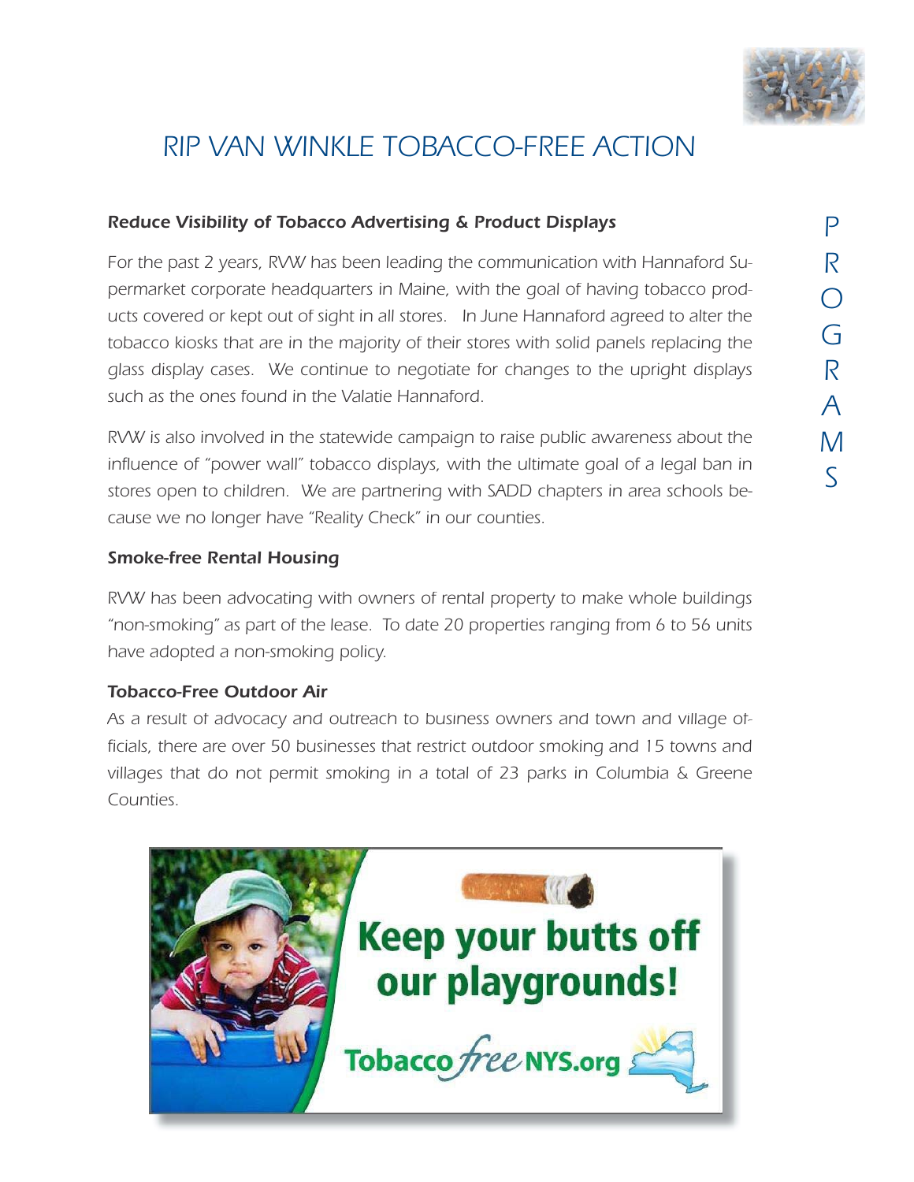# RIP VAN WINKLE TOBACCO-FREE ACTION

***Reduce Visibility of Tobacco Advertising & Product Displays***

*For the past 2 years, RVW has been leading the communication with Hannaford Supermarket corporate headquarters in Maine, with the goal of having tobacco products covered or kept out of sight in all stores. In June Hannaford agreed to alter the tobacco kiosks that are in the majority of their stores with solid panels replacing the glass display cases. We continue to negotiate for changes to the upright displays such as the ones found in the Valatie Hannaford.*

*RVW is also involved in the statewide campaign to raise public awareness about the influence of "power wall" tobacco displays, with the ultimate goal of a legal ban in stores open to children. We are partnering with SADD chapters in area schools because we no longer have "Reality Check" in our counties.*

***Smoke-free Rental Housing***

*RVW has been advocating with owners of rental property to make whole buildings "non-smoking" as part of the lease. To date 20 properties ranging from 6 to 56 units have adopted a non-smoking policy.*

***Tobacco-Free Outdoor Air***

*As a result of advocacy and outreach to business owners and town and village officials, there are over 50 businesses that restrict outdoor smoking and 15 towns and villages that do not permit smoking in a total of 23 parks in Columbia & Greene Counties.*

Keep your butts off our playgrounds!

TobaccofreeNYS.org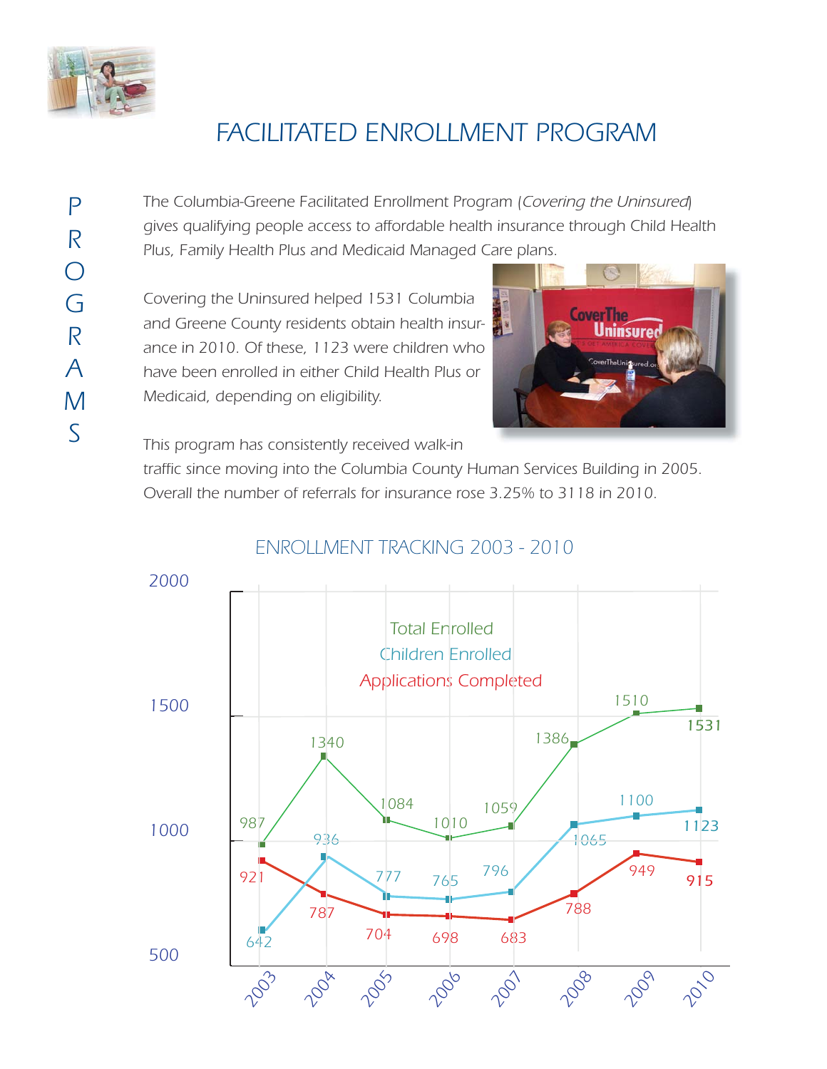# FACILITATED ENROLLMENT PROGRAM

The Columbia-Greene Facilitated Enrollment Program (*Covering the Uninsured*) gives qualifying people access to affordable health insurance through Child Health Plus, Family Health Plus and Medicaid Managed Care plans.

Covering the Uninsured helped 1531 Columbia and Greene County residents obtain health insurance in 2010. Of these, 1123 were children who have been enrolled in either Child Health Plus or Medicaid, depending on eligibility.

This program has consistently received walk-in traffic since moving into the Columbia County Human Services Building in 2005. Overall the number of referrals for insurance rose 3.25% to 3118 in 2010.

## ENROLLMENT TRACKING 2003 - 2010

| Year | Total Enrolled | Children Enrolled | Applications Completed |
|---|---|---|---|
| 2003 | 987 | 642 | 921 |
| 2004 | 1340 | 936 | 787 |
| 2005 | 1084 | 777 | 704 |
| 2006 | 1010 | 765 | 698 |
| 2007 | 1059 | 796 | 683 |
| 2008 | 1386 | 1065 | 788 |
| 2009 | 1510 | 1100 | 949 |
| 2010 | 1531 | 1123 | 915 |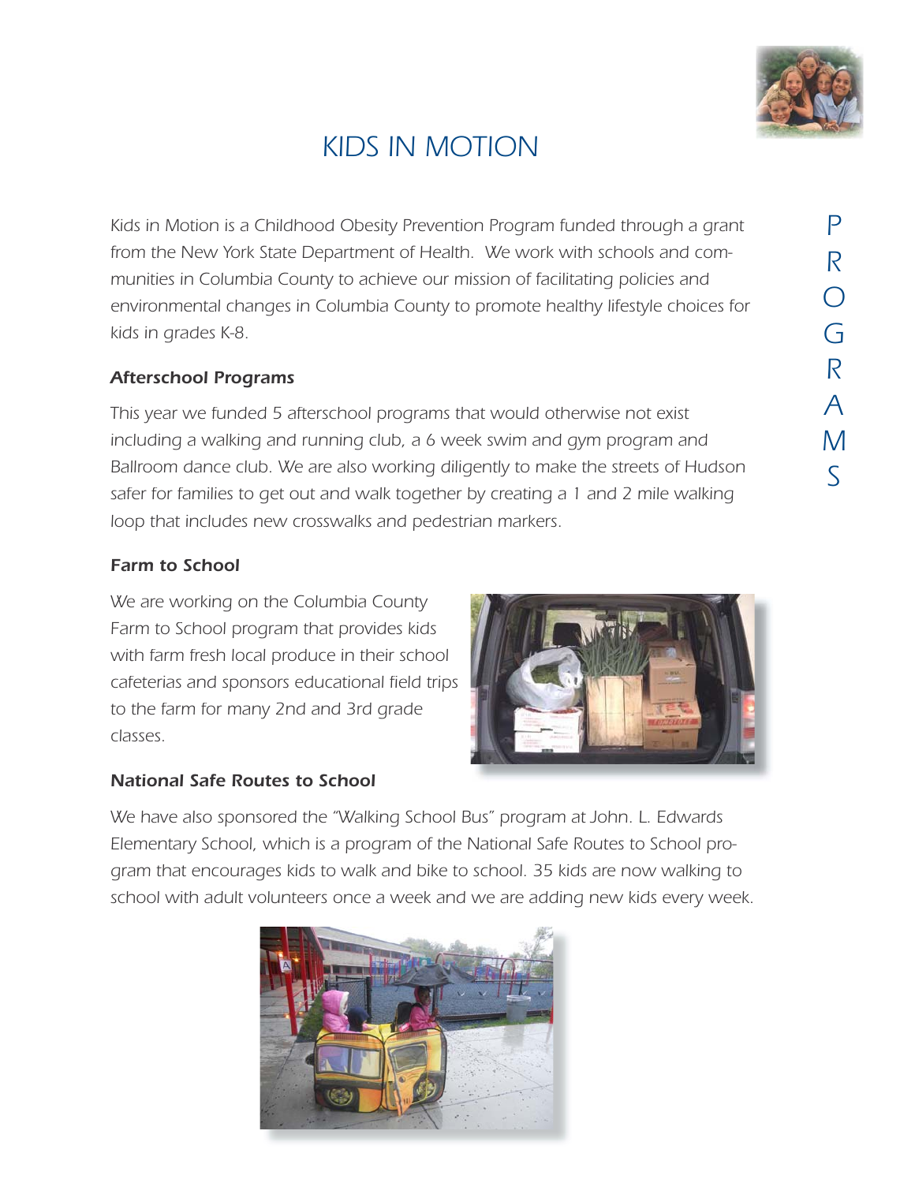# KIDS IN MOTION

*Kids in Motion is a Childhood Obesity Prevention Program funded through a grant from the New York State Department of Health. We work with schools and communities in Columbia County to achieve our mission of facilitating policies and environmental changes in Columbia County to promote healthy lifestyle choices for kids in grades K-8.*

### Afterschool Programs

This year we funded 5 afterschool programs that would otherwise not exist including a walking and running club, a 6 week swim and gym program and Ballroom dance club. We are also working diligently to make the streets of Hudson safer for families to get out and walk together by creating a 1 and 2 mile walking loop that includes new crosswalks and pedestrian markers.

### Farm to School

We are working on the Columbia County Farm to School program that provides kids with farm fresh local produce in their school cafeterias and sponsors educational field trips to the farm for many 2nd and 3rd grade classes.

### National Safe Routes to School

We have also sponsored the "Walking School Bus" program at John. L. Edwards Elementary School, which is a program of the National Safe Routes to School program that encourages kids to walk and bike to school. 35 kids are now walking to school with adult volunteers once a week and we are adding new kids every week.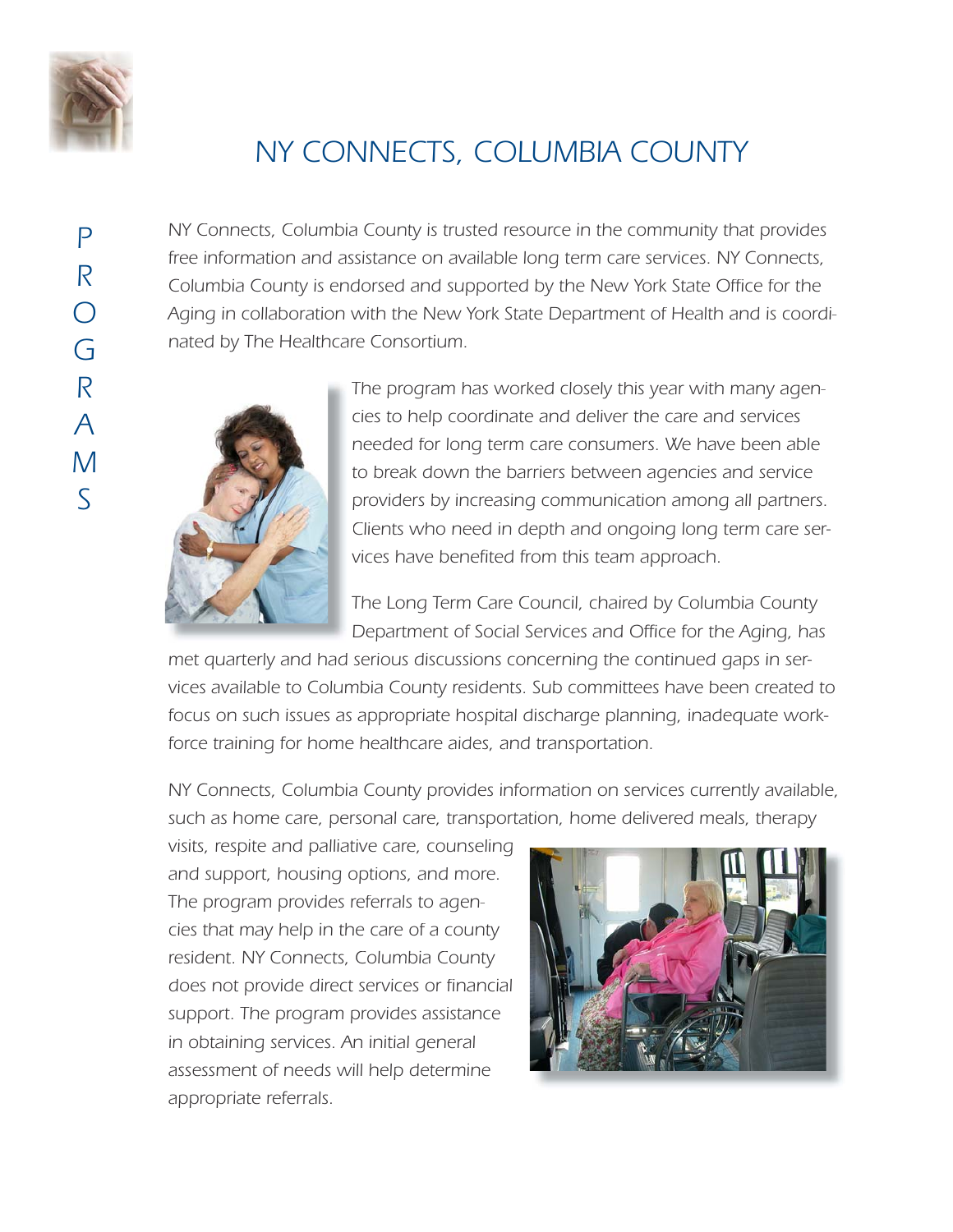# NY CONNECTS, COLUMBIA COUNTY

NY Connects, Columbia County is trusted resource in the community that provides free information and assistance on available long term care services. NY Connects, Columbia County is endorsed and supported by the New York State Office for the Aging in collaboration with the New York State Department of Health and is coordinated by The Healthcare Consortium.

The program has worked closely this year with many agencies to help coordinate and deliver the care and services needed for long term care consumers. We have been able to break down the barriers between agencies and service providers by increasing communication among all partners. Clients who need in depth and ongoing long term care services have benefited from this team approach.

The Long Term Care Council, chaired by Columbia County Department of Social Services and Office for the Aging, has met quarterly and had serious discussions concerning the continued gaps in services available to Columbia County residents. Sub committees have been created to focus on such issues as appropriate hospital discharge planning, inadequate workforce training for home healthcare aides, and transportation.

NY Connects, Columbia County provides information on services currently available, such as home care, personal care, transportation, home delivered meals, therapy visits, respite and palliative care, counseling and support, housing options, and more. The program provides referrals to agencies that may help in the care of a county resident. NY Connects, Columbia County does not provide direct services or financial support. The program provides assistance in obtaining services. An initial general assessment of needs will help determine appropriate referrals.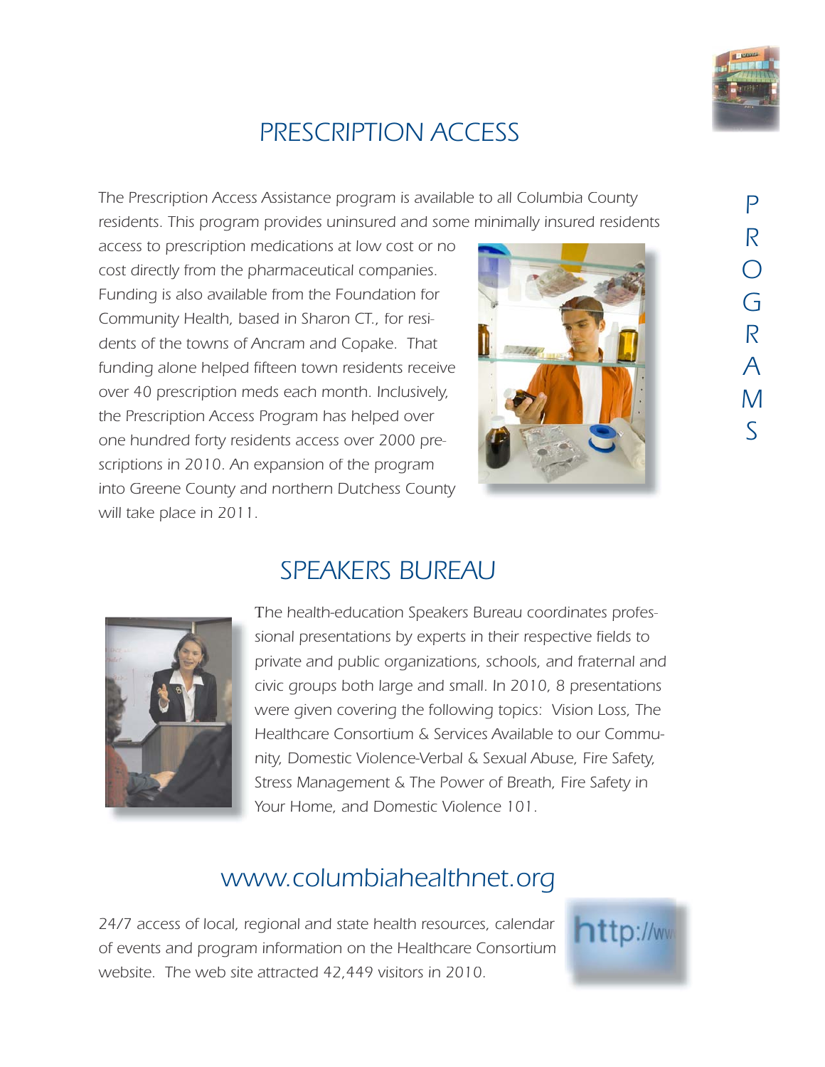## PRESCRIPTION ACCESS

The Prescription Access Assistance program is available to all Columbia County residents. This program provides uninsured and some minimally insured residents access to prescription medications at low cost or no cost directly from the pharmaceutical companies. Funding is also available from the Foundation for Community Health, based in Sharon CT., for residents of the towns of Ancram and Copake. That funding alone helped fifteen town residents receive over 40 prescription meds each month. Inclusively, the Prescription Access Program has helped over one hundred forty residents access over 2000 prescriptions in 2010. An expansion of the program into Greene County and northern Dutchess County will take place in 2011.

## SPEAKERS BUREAU

The health-education Speakers Bureau coordinates professional presentations by experts in their respective fields to private and public organizations, schools, and fraternal and civic groups both large and small. In 2010, 8 presentations were given covering the following topics: Vision Loss, The Healthcare Consortium & Services Available to our Community, Domestic Violence-Verbal & Sexual Abuse, Fire Safety, Stress Management & The Power of Breath, Fire Safety in Your Home, and Domestic Violence 101.

## www.columbiahealthnet.org

24/7 access of local, regional and state health resources, calendar of events and program information on the Healthcare Consortium website. The web site attracted 42,449 visitors in 2010.

PROGRAMS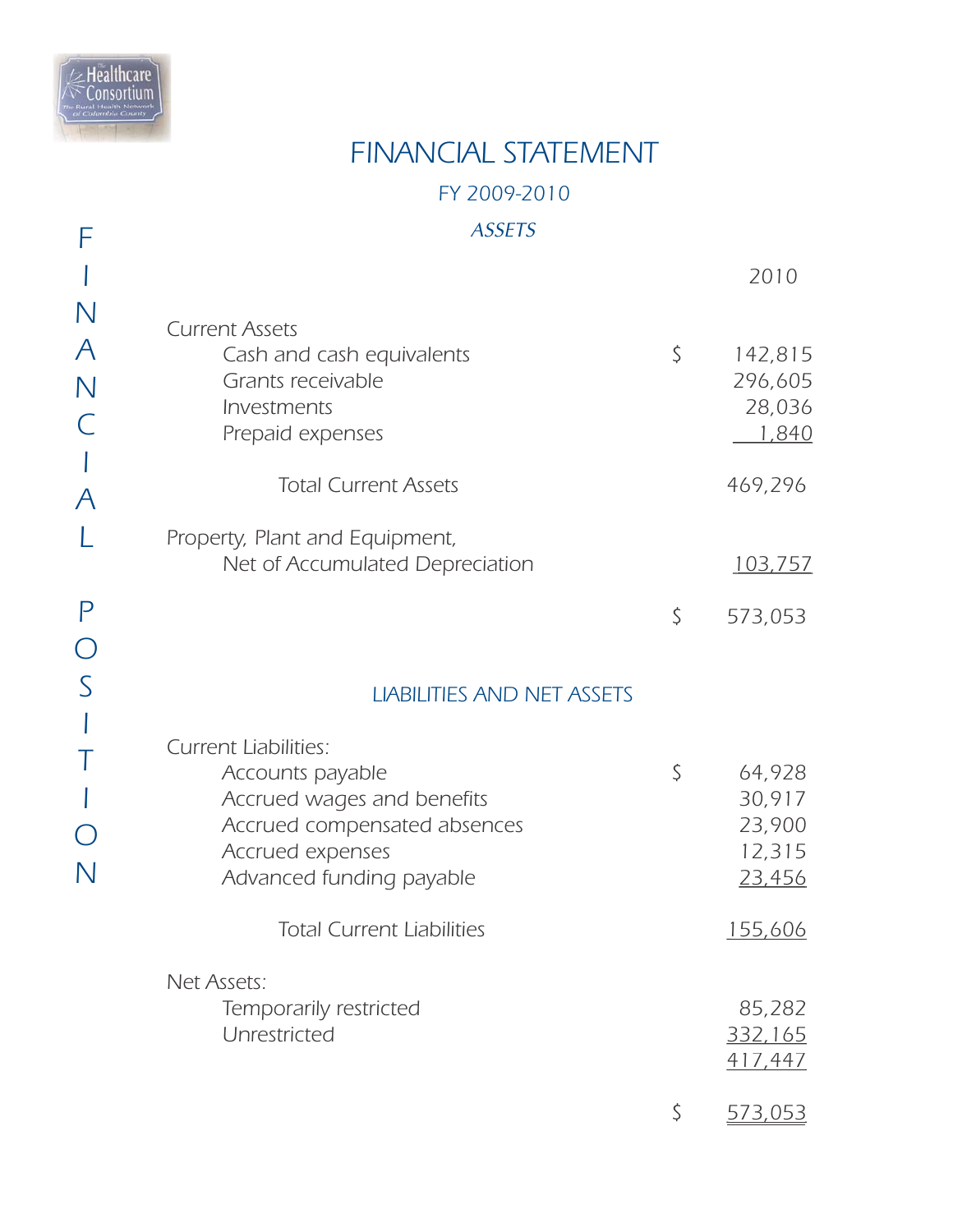# FINANCIAL STATEMENT

## FY 2009-2010

FINANCIAL POSITION

### *ASSETS*

| | | 2010 |
|---|---|---|
| **Current Assets** | | |
| Cash and cash equivalents | $ | 142,815 |
| Grants receivable | | 296,605 |
| Investments | | 28,036 |
| Prepaid expenses | | 1,840 |
| Total Current Assets | | 469,296 |
| Property, Plant and Equipment, Net of Accumulated Depreciation | | 103,757 |
| | $ | 573,053 |

### LIABILITIES AND NET ASSETS

| | | |
|---|---|---|
| **Current Liabilities:** | | |
| Accounts payable | $ | 64,928 |
| Accrued wages and benefits | | 30,917 |
| Accrued compensated absences | | 23,900 |
| Accrued expenses | | 12,315 |
| Advanced funding payable | | 23,456 |
| Total Current Liabilities | | 155,606 |
| **Net Assets:** | | |
| Temporarily restricted | | 85,282 |
| Unrestricted | | 332,165 |
| | | 417,447 |
| | $ | 573,053 |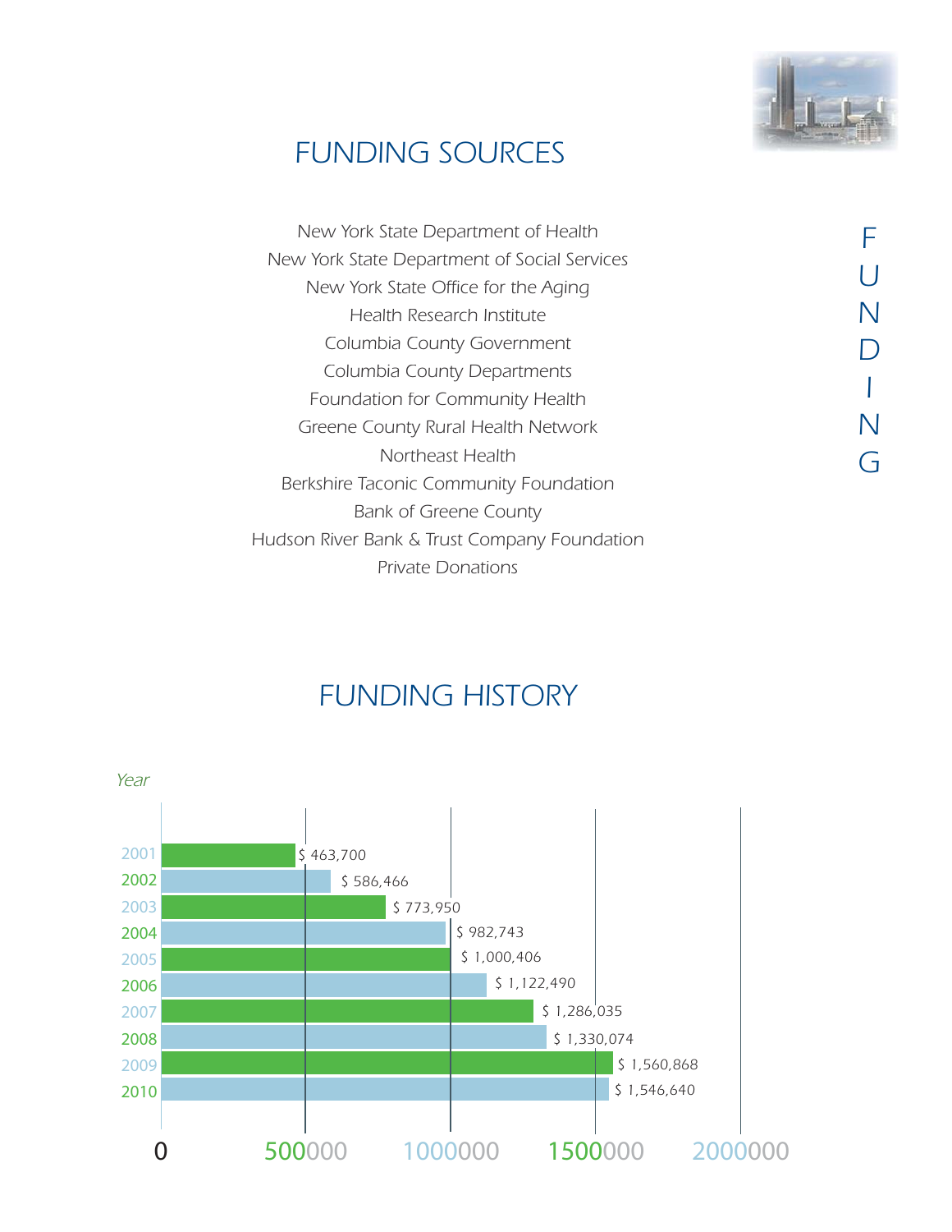# FUNDING SOURCES

*New York State Department of Health*
*New York State Department of Social Services*
*New York State Office for the Aging*
*Health Research Institute*
*Columbia County Government*
*Columbia County Departments*
*Foundation for Community Health*
*Greene County Rural Health Network*
*Northeast Health*
*Berkshire Taconic Community Foundation*
*Bank of Greene County*
*Hudson River Bank & Trust Company Foundation*
*Private Donations*

# FUNDING HISTORY

| Year | Funding |
| --- | --- |
| 2001 | $ 463,700 |
| 2002 | $ 586,466 |
| 2003 | $ 773,950 |
| 2004 | $ 982,743 |
| 2005 | $ 1,000,406 |
| 2006 | $ 1,122,490 |
| 2007 | $ 1,286,035 |
| 2008 | $ 1,330,074 |
| 2009 | $ 1,560,868 |
| 2010 | $ 1,546,640 |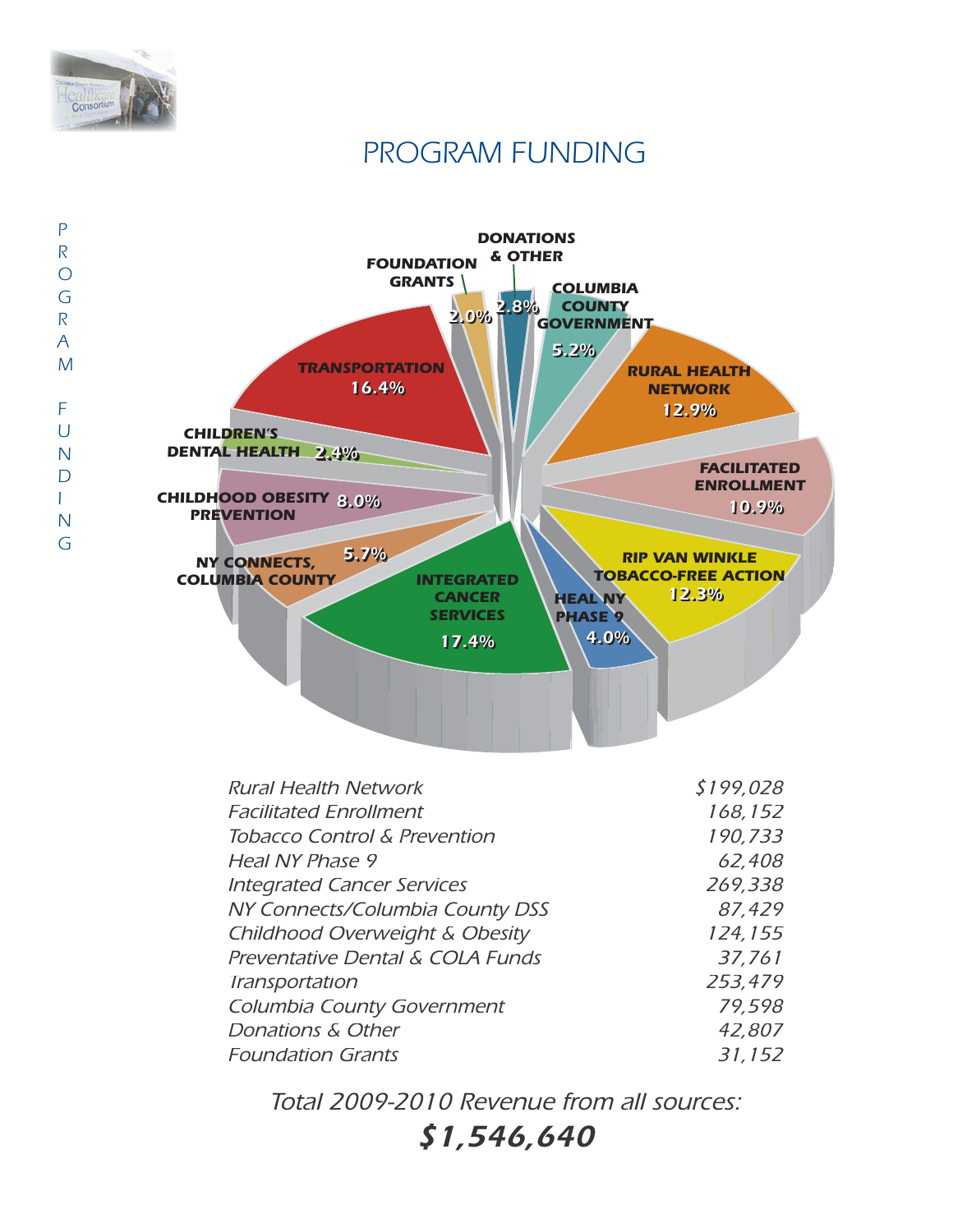# PROGRAM FUNDING

| | |
|---|---:|
| *Rural Health Network* | *$199,028* |
| *Facilitated Enrollment* | *168,152* |
| *Tobacco Control & Prevention* | *190,733* |
| *Heal NY Phase 9* | *62,408* |
| *Integrated Cancer Services* | *269,338* |
| *NY Connects/Columbia County DSS* | *87,429* |
| *Childhood Overweight & Obesity* | *124,155* |
| *Preventative Dental & COLA Funds* | *37,761* |
| *Transportation* | *253,479* |
| *Columbia County Government* | *79,598* |
| *Donations & Other* | *42,807* |
| *Foundation Grants* | *31,152* |

*Total 2009-2010 Revenue from all sources:*

***$1,546,640***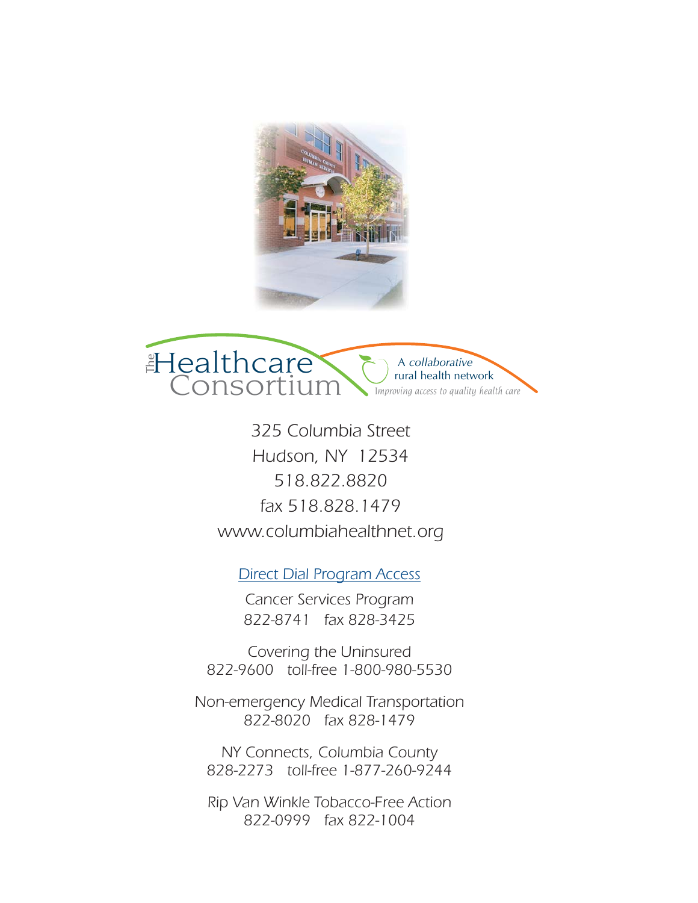The Healthcare Consortium

A *collaborative* rural health network

*Improving access to quality health care*

325 Columbia Street
Hudson, NY 12534
518.822.8820
fax 518.828.1479
www.columbiahealthnet.org

Direct Dial Program Access

Cancer Services Program
822-8741 fax 828-3425

Covering the Uninsured
822-9600 toll-free 1-800-980-5530

Non-emergency Medical Transportation
822-8020 fax 828-1479

NY Connects, Columbia County
828-2273 toll-free 1-877-260-9244

Rip Van Winkle Tobacco-Free Action
822-0999 fax 822-1004